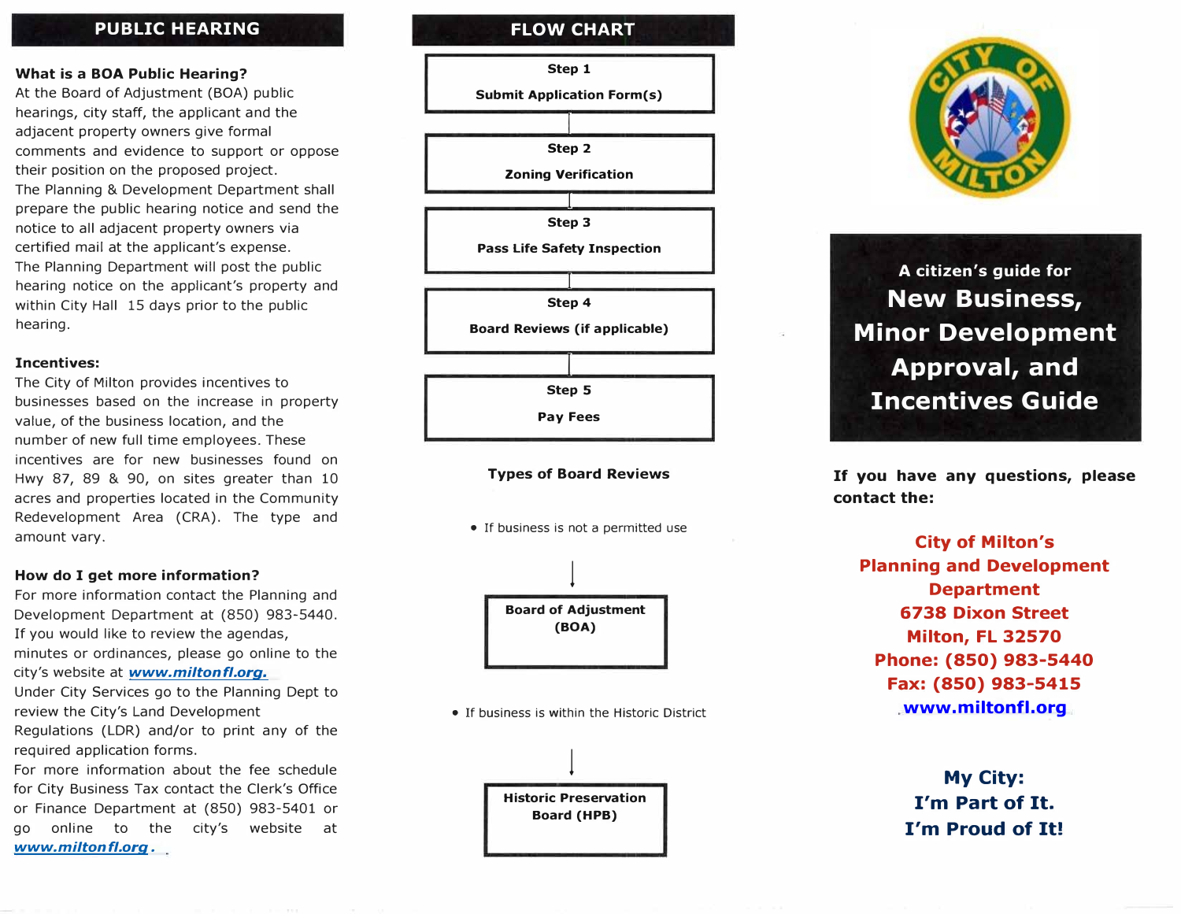## PUBLIC HEARING

**What is a BOA Public Hearing?**

At the Board of Adjustment (BOA) public hearings, city staff, the applicant and the adjacent property owners give formal comments and evidence to support or oppose their position on the proposed project.

The Planning & Development Department shall prepare the public hearing notice and send the notice to all adjacent property owners via certified mail at the applicant's expense.

The Planning Department will post the public hearing notice on the applicant's property and within City Hall 15 days prior to the public hearing.

**Incentives:**

The City of Milton provides incentives to businesses based on the increase in property value, of the business location, and the number of new full time employees. These incentives are for new businesses found on Hwy 87, 89 & 90, on sites greater than 10 acres and properties located in the Community Redevelopment Area (CRA). The type and amount vary.

**How do I get more information?**

For more information contact the Planning and Development Department at (850) 983-5440. If you would like to review the agendas, minutes or ordinances, please go online to the city's website at ***www.miltonfl.org.***

Under City Services go to the Planning Dept to review the City's Land Development Regulations (LDR) and/or to print any of the required application forms.

For more information about the fee schedule for City Business Tax contact the Clerk's Office or Finance Department at (850) 983-5401 or go online to the city's website at ***www.miltonfl.org***.

## FLOW CHART

**Step 1** — **Submit Application Form(s)**

↓

**Step 2** — **Zoning Verification**

↓

**Step 3** — **Pass Life Safety Inspection**

↓

**Step 4** — **Board Reviews (if applicable)**

↓

**Step 5** — **Pay Fees**

**Types of Board Reviews**

- If business is not a permitted use

↓

**Board of Adjustment (BOA)**

- If business is within the Historic District

↓

**Historic Preservation Board (HPB)**

## A citizen's guide for New Business, Minor Development Approval, and Incentives Guide

**If you have any questions, please contact the:**

**City of Milton's**
**Planning and Development Department**
**6738 Dixon Street**
**Milton, FL 32570**
**Phone: (850) 983-5440**
**Fax: (850) 983-5415**
**www.miltonfl.org**

**My City:**
**I'm Part of It.**
**I'm Proud of It!**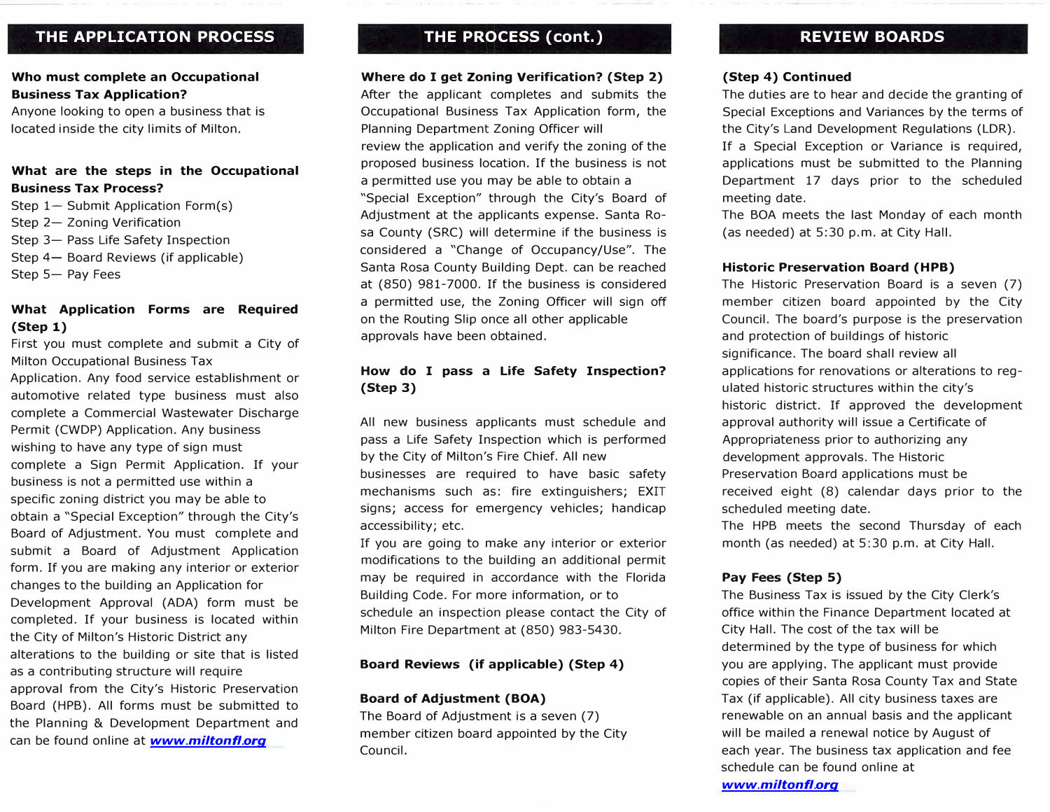## THE APPLICATION PROCESS

**Who must complete an Occupational Business Tax Application?**

Anyone looking to open a business that is located inside the city limits of Milton.

**What are the steps in the Occupational Business Tax Process?**

Step 1— Submit Application Form(s)
Step 2— Zoning Verification
Step 3— Pass Life Safety Inspection
Step 4— Board Reviews (if applicable)
Step 5— Pay Fees

**What Application Forms are Required (Step 1)**

First you must complete and submit a City of Milton Occupational Business Tax Application. Any food service establishment or automotive related type business must also complete a Commercial Wastewater Discharge Permit (CWDP) Application. Any business wishing to have any type of sign must complete a Sign Permit Application. If your business is not a permitted use within a specific zoning district you may be able to obtain a "Special Exception" through the City's Board of Adjustment. You must complete and submit a Board of Adjustment Application form. If you are making any interior or exterior changes to the building an Application for Development Approval (ADA) form must be completed. If your business is located within the City of Milton's Historic District any alterations to the building or site that is listed as a contributing structure will require approval from the City's Historic Preservation Board (HPB). All forms must be submitted to the Planning & Development Department and can be found online at ***www.miltonfl.org***

## THE PROCESS (cont.)

**Where do I get Zoning Verification? (Step 2)**

After the applicant completes and submits the Occupational Business Tax Application form, the Planning Department Zoning Officer will review the application and verify the zoning of the proposed business location. If the business is not a permitted use you may be able to obtain a "Special Exception" through the City's Board of Adjustment at the applicants expense. Santa Rosa County (SRC) will determine if the business is considered a "Change of Occupancy/Use". The Santa Rosa County Building Dept. can be reached at (850) 981-7000. If the business is considered a permitted use, the Zoning Officer will sign off on the Routing Slip once all other applicable approvals have been obtained.

**How do I pass a Life Safety Inspection? (Step 3)**

All new business applicants must schedule and pass a Life Safety Inspection which is performed by the City of Milton's Fire Chief. All new businesses are required to have basic safety mechanisms such as: fire extinguishers; EXIT signs; access for emergency vehicles; handicap accessibility; etc.

If you are going to make any interior or exterior modifications to the building an additional permit may be required in accordance with the Florida Building Code. For more information, or to schedule an inspection please contact the City of Milton Fire Department at (850) 983-5430.

**Board Reviews (if applicable) (Step 4)**

**Board of Adjustment (BOA)**

The Board of Adjustment is a seven (7) member citizen board appointed by the City Council.

## REVIEW BOARDS

**(Step 4) Continued**

The duties are to hear and decide the granting of Special Exceptions and Variances by the terms of the City's Land Development Regulations (LDR). If a Special Exception or Variance is required, applications must be submitted to the Planning Department 17 days prior to the scheduled meeting date.

The BOA meets the last Monday of each month (as needed) at 5:30 p.m. at City Hall.

**Historic Preservation Board (HPB)**

The Historic Preservation Board is a seven (7) member citizen board appointed by the City Council. The board's purpose is the preservation and protection of buildings of historic significance. The board shall review all applications for renovations or alterations to regulated historic structures within the city's historic district. If approved the development approval authority will issue a Certificate of Appropriateness prior to authorizing any development approvals. The Historic Preservation Board applications must be received eight (8) calendar days prior to the scheduled meeting date.

The HPB meets the second Thursday of each month (as needed) at 5:30 p.m. at City Hall.

**Pay Fees (Step 5)**

The Business Tax is issued by the City Clerk's office within the Finance Department located at City Hall. The cost of the tax will be determined by the type of business for which you are applying. The applicant must provide copies of their Santa Rosa County Tax and State Tax (if applicable). All city business taxes are renewable on an annual basis and the applicant will be mailed a renewal notice by August of each year. The business tax application and fee schedule can be found online at ***www.miltonfl.org***